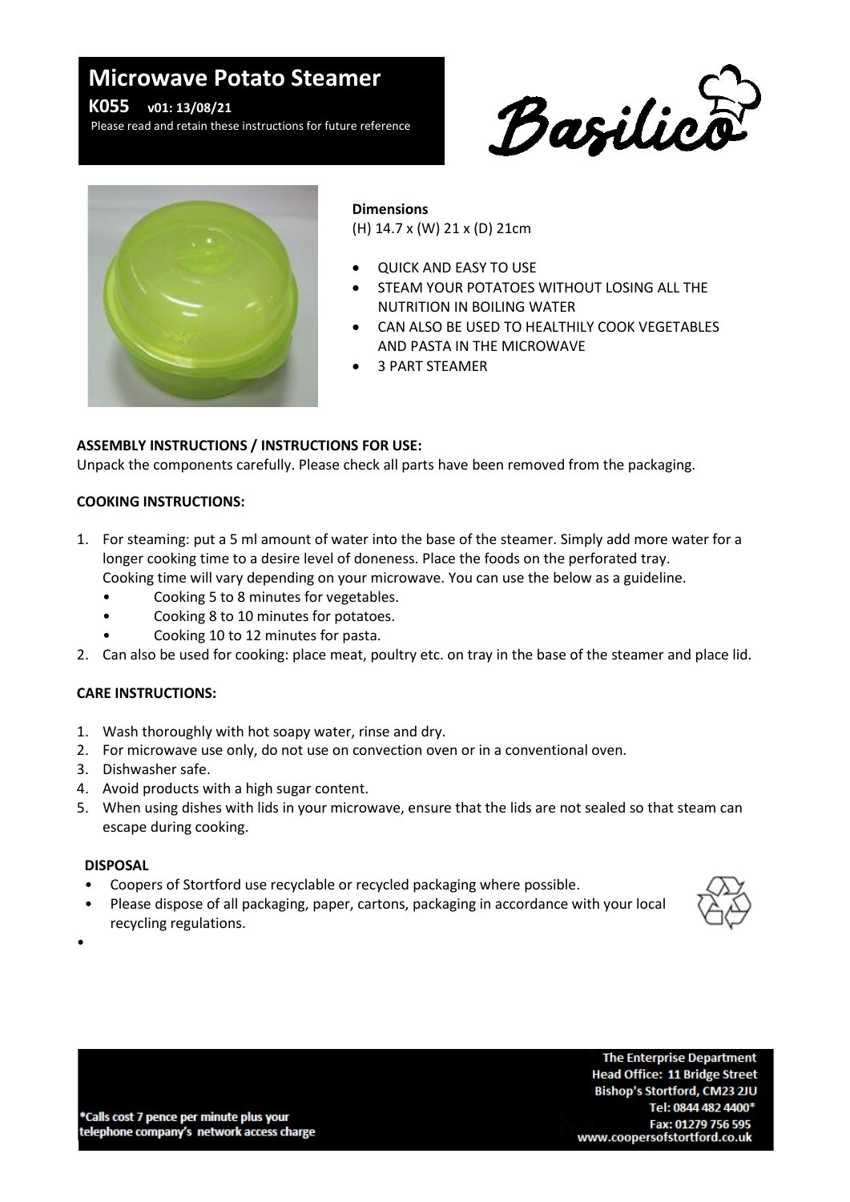# Microwave Potato Steamer

**K055** **v01: 13/08/21**

Please read and retain these instructions for future reference

Basilico

**Dimensions**
(H) 14.7 x (W) 21 x (D) 21cm

- QUICK AND EASY TO USE
- STEAM YOUR POTATOES WITHOUT LOSING ALL THE NUTRITION IN BOILING WATER
- CAN ALSO BE USED TO HEALTHILY COOK VEGETABLES AND PASTA IN THE MICROWAVE
- 3 PART STEAMER

**ASSEMBLY INSTRUCTIONS / INSTRUCTIONS FOR USE:**

Unpack the components carefully. Please check all parts have been removed from the packaging.

**COOKING INSTRUCTIONS:**

1. For steaming: put a 5 ml amount of water into the base of the steamer. Simply add more water for a longer cooking time to a desire level of doneness. Place the foods on the perforated tray. Cooking time will vary depending on your microwave. You can use the below as a guideline.
   - Cooking 5 to 8 minutes for vegetables.
   - Cooking 8 to 10 minutes for potatoes.
   - Cooking 10 to 12 minutes for pasta.
2. Can also be used for cooking: place meat, poultry etc. on tray in the base of the steamer and place lid.

**CARE INSTRUCTIONS:**

1. Wash thoroughly with hot soapy water, rinse and dry.
2. For microwave use only, do not use on convection oven or in a conventional oven.
3. Dishwasher safe.
4. Avoid products with a high sugar content.
5. When using dishes with lids in your microwave, ensure that the lids are not sealed so that steam can escape during cooking.

**DISPOSAL**

- Coopers of Stortford use recyclable or recycled packaging where possible.
- Please dispose of all packaging, paper, cartons, packaging in accordance with your local recycling regulations.

*Calls cost 7 pence per minute plus your telephone company's network access charge

**The Enterprise Department**
**Head Office: 11 Bridge Street**
**Bishop's Stortford, CM23 2JU**
**Tel: 0844 482 4400***
**Fax: 01279 756 595**
**www.coopersofstortford.co.uk**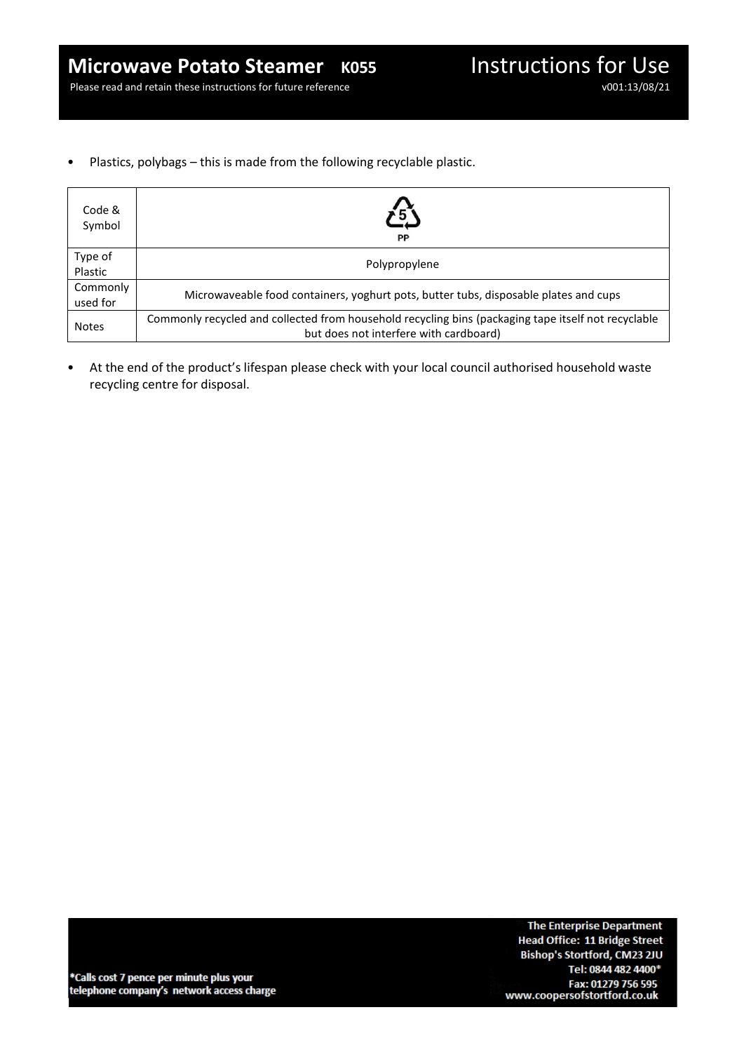- Plastics, polybags – this is made from the following recyclable plastic.

| | |
|---|---|
| Code & Symbol | ♷ 5 PP |
| Type of Plastic | Polypropylene |
| Commonly used for | Microwaveable food containers, yoghurt pots, butter tubs, disposable plates and cups |
| Notes | Commonly recycled and collected from household recycling bins (packaging tape itself not recyclable but does not interfere with cardboard) |

- At the end of the product's lifespan please check with your local council authorised household waste recycling centre for disposal.

*Calls cost 7 pence per minute plus your telephone company's network access charge

The Enterprise Department
Head Office: 11 Bridge Street
Bishop's Stortford, CM23 2JU
Tel: 0844 482 4400*
Fax: 01279 756 595
www.coopersofstortford.co.uk